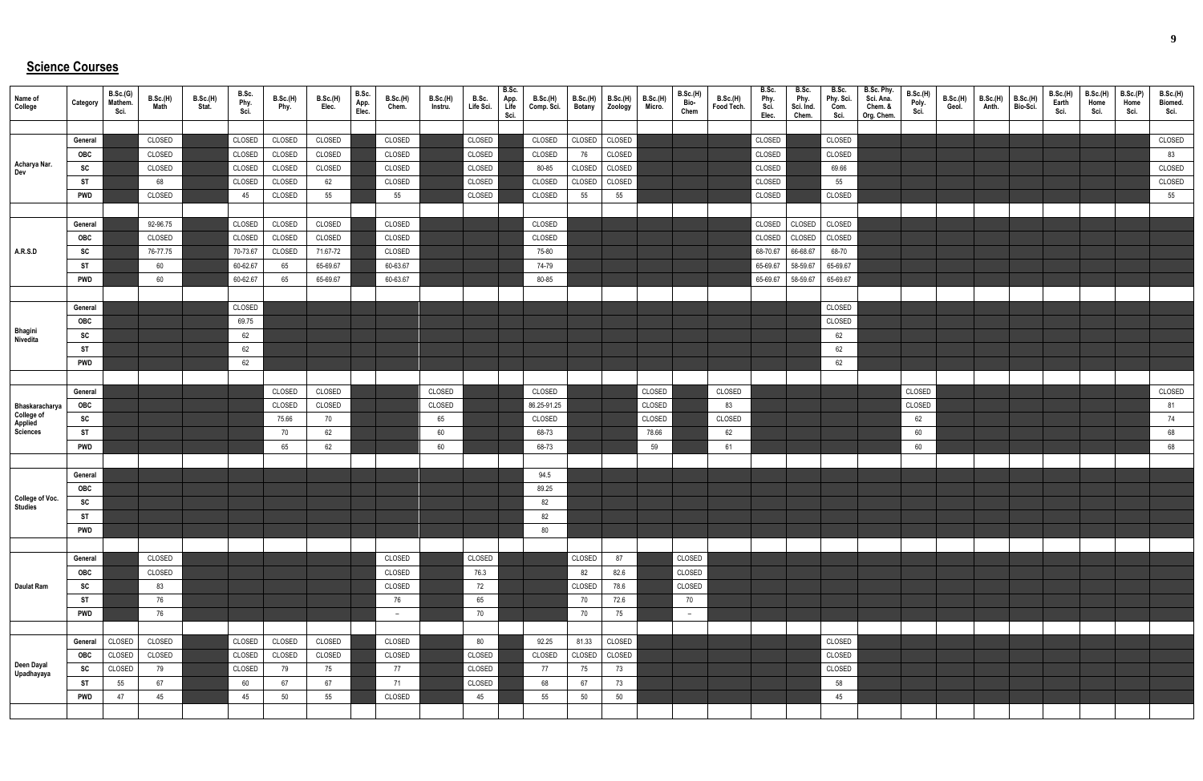## Science Courses

| Name of College | Category | B.Sc.(G) Mathem. Sci. | B.Sc.(H) Math | B.Sc.(H) Stat. | B.Sc. Phy. Sci. | B.Sc.(H) Phy. | B.Sc.(H) Elec. | B.Sc. App. Elec. | B.Sc.(H) Chem. | B.Sc.(H) Instru. | B.Sc. Life Sci. | B.Sc. App. Life Sci. | B.Sc.(H) Comp. Sci. | B.Sc.(H) Botany | B.Sc.(H) Zoology | B.Sc.(H) Micro. | B.Sc.(H) Bio-Chem | B.Sc.(H) Food Tech. | B.Sc. Phy. Sci. Elec. | B.Sc. Phy. Sci. Ind. Chem. | B.Sc. Phy. Sci. Com. Sci. | B.Sc. Phy. Sci. Ana. Chem. & Org. Chem. | B.Sc.(H) Poly. Sci. | B.Sc.(H) Geol. | B.Sc.(H) Anth. | B.Sc.(H) Bio-Sci. | B.Sc.(H) Earth Sci. | B.Sc.(H) Home Sci. | B.Sc.(P) Home Sci. | B.Sc.(H) Biomed. Sci. |
|---|---|---|---|---|---|---|---|---|---|---|---|---|---|---|---|---|---|---|---|---|---|---|---|---|---|---|---|---|---|---|
| Acharya Nar. Dev | General | | CLOSED | | CLOSED | CLOSED | CLOSED | | CLOSED | | CLOSED | | CLOSED | CLOSED | CLOSED | | | | CLOSED | | CLOSED | | | | | | | | | CLOSED |
| | OBC | | CLOSED | | CLOSED | CLOSED | CLOSED | | CLOSED | | CLOSED | | CLOSED | 76 | CLOSED | | | | CLOSED | | CLOSED | | | | | | | | | 83 |
| | SC | | CLOSED | | CLOSED | CLOSED | CLOSED | | CLOSED | | CLOSED | | 80-85 | CLOSED | CLOSED | | | | CLOSED | | 69.66 | | | | | | | | | CLOSED |
| | ST | | 68 | | CLOSED | CLOSED | 62 | | CLOSED | | CLOSED | | CLOSED | CLOSED | CLOSED | | | | CLOSED | | 55 | | | | | | | | | CLOSED |
| | PWD | | CLOSED | | 45 | CLOSED | 55 | | 55 | | CLOSED | | CLOSED | 55 | 55 | | | | CLOSED | | CLOSED | | | | | | | | | 55 |
| A.R.S.D | General | | 92-96.75 | | CLOSED | CLOSED | CLOSED | | CLOSED | | | | CLOSED | | | | | | CLOSED | CLOSED | CLOSED | | | | | | | | | |
| | OBC | | CLOSED | | CLOSED | CLOSED | CLOSED | | CLOSED | | | | CLOSED | | | | | | CLOSED | CLOSED | CLOSED | | | | | | | | | |
| | SC | | 76-77.75 | | 70-73.67 | CLOSED | 71.67-72 | | CLOSED | | | | 75-80 | | | | | | 68-70.67 | 66-68.67 | 68-70 | | | | | | | | | |
| | ST | | 60 | | 60-62.67 | 65 | 65-69.67 | | 60-63.67 | | | | 74-79 | | | | | | 65-69.67 | 58-59.67 | 65-69.67 | | | | | | | | | |
| | PWD | | 60 | | 60-62.67 | 65 | 65-69.67 | | 60-63.67 | | | | 80-85 | | | | | | 65-69.67 | 58-59.67 | 65-69.67 | | | | | | | | | |
| Bhagini Nivedita | General | | | | CLOSED | | | | | | | | | | | | | | | | CLOSED | | | | | | | | | |
| | OBC | | | | 69.75 | | | | | | | | | | | | | | | | CLOSED | | | | | | | | | |
| | SC | | | | 62 | | | | | | | | | | | | | | | | 62 | | | | | | | | | |
| | ST | | | | 62 | | | | | | | | | | | | | | | | 62 | | | | | | | | | |
| | PWD | | | | 62 | | | | | | | | | | | | | | | | 62 | | | | | | | | | |
| Bhaskaracharya College of Applied Sciences | General | | | | | CLOSED | CLOSED | | | CLOSED | | | CLOSED | | | CLOSED | | CLOSED | | | | | CLOSED | | | | | | | CLOSED |
| | OBC | | | | | CLOSED | CLOSED | | | CLOSED | | | 86.25-91.25 | | | CLOSED | | 83 | | | | | CLOSED | | | | | | | 81 |
| | SC | | | | | 75.66 | 70 | | | 65 | | | CLOSED | | | CLOSED | | CLOSED | | | | | 62 | | | | | | | 74 |
| | ST | | | | | 70 | 62 | | | 60 | | | 68-73 | | | 78.66 | | 62 | | | | | 60 | | | | | | | 68 |
| | PWD | | | | | 65 | 62 | | | 60 | | | 68-73 | | | 59 | | 61 | | | | | 60 | | | | | | | 68 |
| College of Voc. Studies | General | | | | | | | | | | | | 94.5 | | | | | | | | | | | | | | | | | |
| | OBC | | | | | | | | | | | | 89.25 | | | | | | | | | | | | | | | | | |
| | SC | | | | | | | | | | | | 82 | | | | | | | | | | | | | | | | | |
| | ST | | | | | | | | | | | | 82 | | | | | | | | | | | | | | | | | |
| | PWD | | | | | | | | | | | | 80 | | | | | | | | | | | | | | | | | |
| Daulat Ram | General | | CLOSED | | | | | | CLOSED | | CLOSED | | | CLOSED | 87 | | CLOSED | | | | | | | | | | | | | |
| | OBC | | CLOSED | | | | | | CLOSED | | 76.3 | | | 82 | 82.6 | | CLOSED | | | | | | | | | | | | | |
| | SC | | 83 | | | | | | CLOSED | | 72 | | | CLOSED | 78.6 | | CLOSED | | | | | | | | | | | | | |
| | ST | | 76 | | | | | | 76 | | 65 | | | 70 | 72.6 | | 70 | | | | | | | | | | | | | |
| | PWD | | 76 | | | | | | – | | 70 | | | 70 | 75 | | – | | | | | | | | | | | | | |
| Deen Dayal Upadhayaya | General | CLOSED | CLOSED | | CLOSED | CLOSED | CLOSED | | CLOSED | | 80 | | 92.25 | 81.33 | CLOSED | | | | | | CLOSED | | | | | | | | | |
| | OBC | CLOSED | CLOSED | | CLOSED | CLOSED | CLOSED | | CLOSED | | CLOSED | | CLOSED | CLOSED | CLOSED | | | | | | CLOSED | | | | | | | | | |
| | SC | CLOSED | 79 | | CLOSED | 79 | 75 | | 77 | | CLOSED | | 77 | 75 | 73 | | | | | | CLOSED | | | | | | | | | |
| | ST | 55 | 67 | | 60 | 67 | 67 | | 71 | | CLOSED | | 68 | 67 | 73 | | | | | | 58 | | | | | | | | | |
| | PWD | 47 | 45 | | 45 | 50 | 55 | | CLOSED | | 45 | | 55 | 50 | 50 | | | | | | 45 | | | | | | | | | |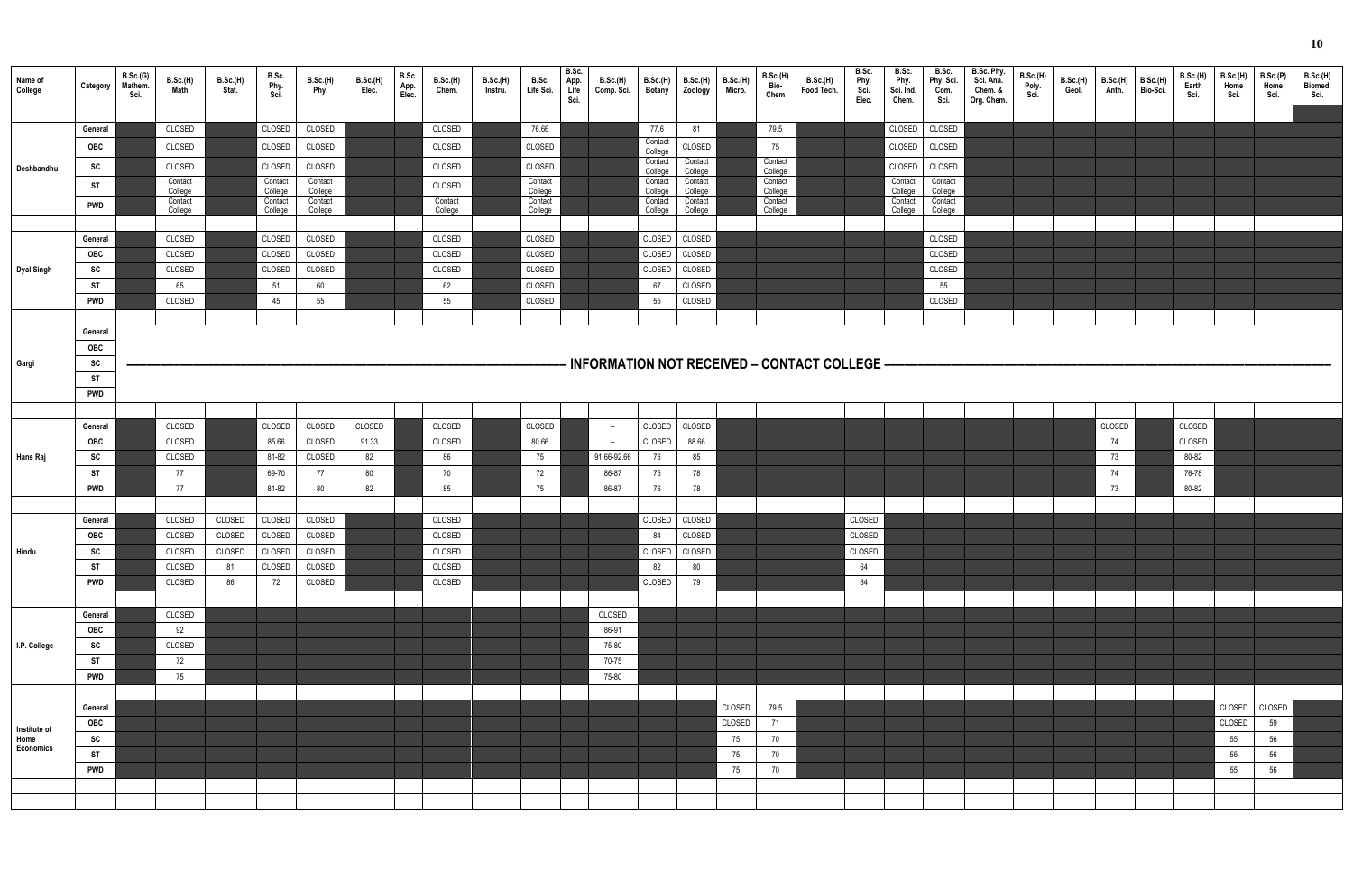| Name of College | Category | B.Sc.(G) Mathem. Sci. | B.Sc.(H) Math | B.Sc.(H) Stat. | B.Sc. Phy. Sci. | B.Sc.(H) Phy. | B.Sc.(H) Elec. | B.Sc. App. Elec. | B.Sc.(H) Chem. | B.Sc.(H) Instru. | B.Sc. Life Sci. | B.Sc. App. Life Sci. | B.Sc.(H) Comp. Sci. | B.Sc.(H) Botany | B.Sc.(H) Zoology | B.Sc.(H) Micro. | B.Sc.(H) Bio-Chem | B.Sc.(H) Food Tech. | B.Sc. Phy. Sci. Elec. | B.Sc. Phy. Sci. Ind. Chem. | B.Sc. Phy. Sci. Com. Sci. | B.Sc. Phy. Sci. Ana. Chem. & Org. Chem. | B.Sc.(H) Poly. Sci. | B.Sc.(H) Geol. | B.Sc.(H) Anth. | B.Sc.(H) Bio-Sci. | B.Sc.(H) Earth Sci. | B.Sc.(H) Home Sci. | B.Sc.(P) Home Sci. | B.Sc.(H) Biomed. Sci. |
|---|---|---|---|---|---|---|---|---|---|---|---|---|---|---|---|---|---|---|---|---|---|---|---|---|---|---|---|---|---|---|
| Deshbandhu | General | | CLOSED | | CLOSED | CLOSED | | | CLOSED | | 76.66 | | | 77.6 | 81 | | 79.5 | | | CLOSED | CLOSED | | | | | | | | | |
| | OBC | | CLOSED | | CLOSED | CLOSED | | | CLOSED | | CLOSED | | | Contact College | CLOSED | | 75 | | | CLOSED | CLOSED | | | | | | | | | |
| | SC | | CLOSED | | CLOSED | CLOSED | | | CLOSED | | CLOSED | | | Contact College | Contact College | | Contact College | | | CLOSED | CLOSED | | | | | | | | | |
| | ST | | Contact College | | Contact College | Contact College | | | CLOSED | | Contact College | | | Contact College | Contact College | | Contact College | | | Contact College | Contact College | | | | | | | | | |
| | PWD | | Contact College | | Contact College | Contact College | | | Contact College | | Contact College | | | Contact College | Contact College | | Contact College | | | Contact College | Contact College | | | | | | | | | |
| Dyal Singh | General | | CLOSED | | CLOSED | CLOSED | | | CLOSED | | CLOSED | | | CLOSED | CLOSED | | | | | | CLOSED | | | | | | | | | |
| | OBC | | CLOSED | | CLOSED | CLOSED | | | CLOSED | | CLOSED | | | CLOSED | CLOSED | | | | | | CLOSED | | | | | | | | | |
| | SC | | CLOSED | | CLOSED | CLOSED | | | CLOSED | | CLOSED | | | CLOSED | CLOSED | | | | | | CLOSED | | | | | | | | | |
| | ST | | 65 | | 51 | 60 | | | 62 | | CLOSED | | | 67 | CLOSED | | | | | | 55 | | | | | | | | | |
| | PWD | | CLOSED | | 45 | 55 | | | 55 | | CLOSED | | | 55 | CLOSED | | | | | | CLOSED | | | | | | | | | |
| Gargi | General | INFORMATION NOT RECEIVED – CONTACT COLLEGE | | | | | | | | | | | | | | | | | | | | | | | | | | | | |
| | OBC | | | | | | | | | | | | | | | | | | | | | | | | | | | | | |
| | SC | | | | | | | | | | | | | | | | | | | | | | | | | | | | | |
| | ST | | | | | | | | | | | | | | | | | | | | | | | | | | | | | |
| | PWD | | | | | | | | | | | | | | | | | | | | | | | | | | | | | |
| Hans Raj | General | | CLOSED | | CLOSED | CLOSED | CLOSED | | CLOSED | | CLOSED | | – | CLOSED | CLOSED | | | | | | | | | | CLOSED | | CLOSED | | | |
| | OBC | | CLOSED | | 85.66 | CLOSED | 91.33 | | CLOSED | | 80.66 | | – | CLOSED | 88.66 | | | | | | | | | | 74 | | CLOSED | | | |
| | SC | | CLOSED | | 81-82 | CLOSED | 82 | | 86 | | 75 | | 91.66-92.66 | 76 | 85 | | | | | | | | | | 73 | | 80-82 | | | |
| | ST | | 77 | | 69-70 | 77 | 80 | | 70 | | 72 | | 86-87 | 75 | 78 | | | | | | | | | | 74 | | 76-78 | | | |
| | PWD | | 77 | | 81-82 | 80 | 82 | | 85 | | 75 | | 86-87 | 76 | 78 | | | | | | | | | | 73 | | 80-82 | | | |
| Hindu | General | | CLOSED | CLOSED | CLOSED | CLOSED | | | CLOSED | | | | | CLOSED | CLOSED | | | | CLOSED | | | | | | | | | | | |
| | OBC | | CLOSED | CLOSED | CLOSED | CLOSED | | | CLOSED | | | | | 84 | CLOSED | | | | CLOSED | | | | | | | | | | | |
| | SC | | CLOSED | CLOSED | CLOSED | CLOSED | | | CLOSED | | | | | CLOSED | CLOSED | | | | CLOSED | | | | | | | | | | | |
| | ST | | CLOSED | 81 | CLOSED | CLOSED | | | CLOSED | | | | | 82 | 80 | | | | 64 | | | | | | | | | | | |
| | PWD | | CLOSED | 86 | 72 | CLOSED | | | CLOSED | | | | | CLOSED | 79 | | | | 64 | | | | | | | | | | | |
| I.P. College | General | | CLOSED | | | | | | | | | | CLOSED | | | | | | | | | | | | | | | | | |
| | OBC | | 92 | | | | | | | | | | 86-91 | | | | | | | | | | | | | | | | | |
| | SC | | CLOSED | | | | | | | | | | 75-80 | | | | | | | | | | | | | | | | | |
| | ST | | 72 | | | | | | | | | | 70-75 | | | | | | | | | | | | | | | | | |
| | PWD | | 75 | | | | | | | | | | 75-80 | | | | | | | | | | | | | | | | | |
| Institute of Home Economics | General | | | | | | | | | | | | | | | CLOSED | 79.5 | | | | | | | | | | | CLOSED | CLOSED | |
| | OBC | | | | | | | | | | | | | | | CLOSED | 71 | | | | | | | | | | | CLOSED | 59 | |
| | SC | | | | | | | | | | | | | | | 75 | 70 | | | | | | | | | | | 55 | 56 | |
| | ST | | | | | | | | | | | | | | | 75 | 70 | | | | | | | | | | | 55 | 56 | |
| | PWD | | | | | | | | | | | | | | | 75 | 70 | | | | | | | | | | | 55 | 56 | |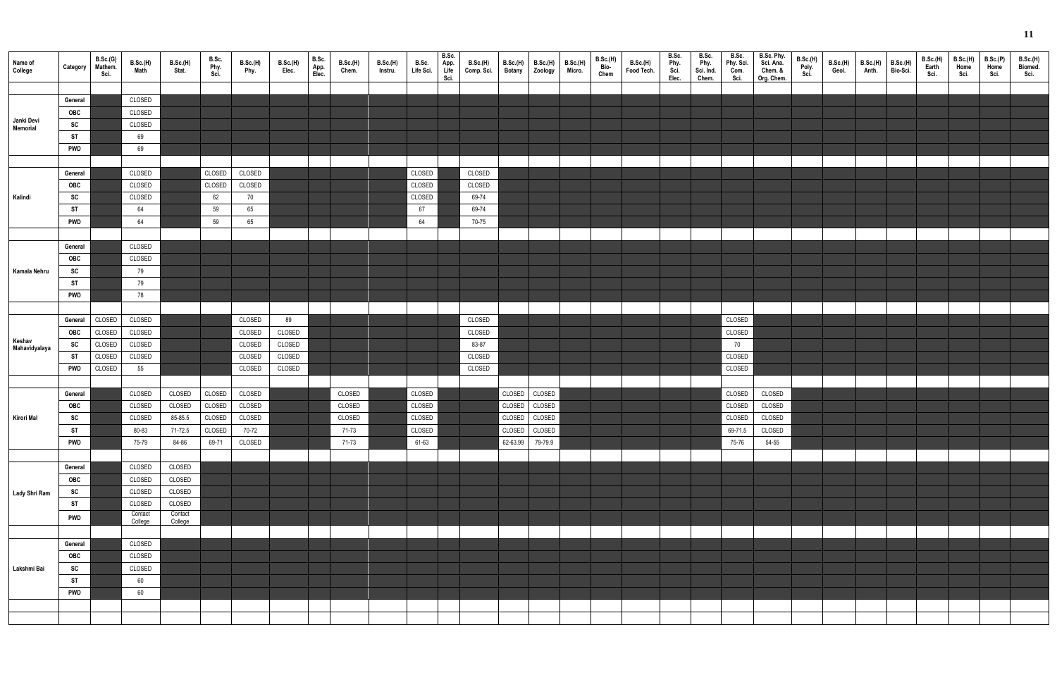| Name of College | Category | B.Sc.(G) Mathem. Sci. | B.Sc.(H) Math | B.Sc.(H) Stat. | B.Sc. Phy. Sci. | B.Sc.(H) Phy. | B.Sc.(H) Elec. | B.Sc. App. Elec. | B.Sc.(H) Chem. | B.Sc.(H) Instru. | B.Sc. Life Sci. | B.Sc. App. Life Sci. | B.Sc.(H) Comp. Sci. | B.Sc.(H) Botany | B.Sc.(H) Zoology | B.Sc.(H) Micro. | B.Sc.(H) Bio-Chem | B.Sc.(H) Food Tech. | B.Sc. Phy. Sci. Elec. | B.Sc. Phy. Sci. Ind. Chem. | B.Sc. Phy. Sci. Com. Sci. | B.Sc. Phy. Sci. Ana. Chem. & Org. Chem. | B.Sc.(H) Poly. Sci. | B.Sc.(H) Geol. | B.Sc.(H) Anth. | B.Sc.(H) Bio-Sci. | B.Sc.(H) Earth Sci. | B.Sc.(H) Home Sci. | B.Sc.(P) Home Sci. | B.Sc.(H) Biomed. Sci. |
|---|---|---|---|---|---|---|---|---|---|---|---|---|---|---|---|---|---|---|---|---|---|---|---|---|---|---|---|---|---|---|
| Janki Devi Memorial | General | | CLOSED | | | | | | | | | | | | | | | | | | | | | | | | | | | |
| | OBC | | CLOSED | | | | | | | | | | | | | | | | | | | | | | | | | | | |
| | SC | | CLOSED | | | | | | | | | | | | | | | | | | | | | | | | | | | |
| | ST | | 69 | | | | | | | | | | | | | | | | | | | | | | | | | | | |
| | PWD | | 69 | | | | | | | | | | | | | | | | | | | | | | | | | | | |
| Kalindi | General | | CLOSED | | CLOSED | CLOSED | | | | | CLOSED | | CLOSED | | | | | | | | | | | | | | | | | |
| | OBC | | CLOSED | | CLOSED | CLOSED | | | | | CLOSED | | CLOSED | | | | | | | | | | | | | | | | | |
| | SC | | CLOSED | | 62 | 70 | | | | | CLOSED | | 69-74 | | | | | | | | | | | | | | | | | |
| | ST | | 64 | | 59 | 65 | | | | | 67 | | 69-74 | | | | | | | | | | | | | | | | | |
| | PWD | | 64 | | 59 | 65 | | | | | 64 | | 70-75 | | | | | | | | | | | | | | | | | |
| Kamala Nehru | General | | CLOSED | | | | | | | | | | | | | | | | | | | | | | | | | | | |
| | OBC | | CLOSED | | | | | | | | | | | | | | | | | | | | | | | | | | | |
| | SC | | 79 | | | | | | | | | | | | | | | | | | | | | | | | | | | |
| | ST | | 79 | | | | | | | | | | | | | | | | | | | | | | | | | | | |
| | PWD | | 78 | | | | | | | | | | | | | | | | | | | | | | | | | | | |
| Keshav Mahavidyalaya | General | CLOSED | CLOSED | | | CLOSED | 89 | | | | | | CLOSED | | | | | | | | CLOSED | | | | | | | | | |
| | OBC | CLOSED | CLOSED | | | CLOSED | CLOSED | | | | | | CLOSED | | | | | | | | CLOSED | | | | | | | | | |
| | SC | CLOSED | CLOSED | | | CLOSED | CLOSED | | | | | | 83-87 | | | | | | | | 70 | | | | | | | | | |
| | ST | CLOSED | CLOSED | | | CLOSED | CLOSED | | | | | | CLOSED | | | | | | | | CLOSED | | | | | | | | | |
| | PWD | CLOSED | 55 | | | CLOSED | CLOSED | | | | | | CLOSED | | | | | | | | CLOSED | | | | | | | | | |
| Kirori Mal | General | | CLOSED | CLOSED | CLOSED | CLOSED | | | CLOSED | | CLOSED | | | CLOSED | CLOSED | | | | | | CLOSED | CLOSED | | | | | | | | |
| | OBC | | CLOSED | CLOSED | CLOSED | CLOSED | | | CLOSED | | CLOSED | | | CLOSED | CLOSED | | | | | | CLOSED | CLOSED | | | | | | | | |
| | SC | | CLOSED | 85-85.5 | CLOSED | CLOSED | | | CLOSED | | CLOSED | | | CLOSED | CLOSED | | | | | | CLOSED | CLOSED | | | | | | | | |
| | ST | | 80-83 | 71-72.5 | CLOSED | 70-72 | | | 71-73 | | CLOSED | | | CLOSED | CLOSED | | | | | | 69-71.5 | CLOSED | | | | | | | | |
| | PWD | | 75-79 | 84-86 | 69-71 | CLOSED | | | 71-73 | | 61-63 | | | 62-63.99 | 79-79.9 | | | | | | 75-76 | 54-55 | | | | | | | | |
| Lady Shri Ram | General | | CLOSED | CLOSED | | | | | | | | | | | | | | | | | | | | | | | | | | |
| | OBC | | CLOSED | CLOSED | | | | | | | | | | | | | | | | | | | | | | | | | | |
| | SC | | CLOSED | CLOSED | | | | | | | | | | | | | | | | | | | | | | | | | | |
| | ST | | CLOSED | CLOSED | | | | | | | | | | | | | | | | | | | | | | | | | | |
| | PWD | | Contact College | Contact College | | | | | | | | | | | | | | | | | | | | | | | | | | |
| Lakshmi Bai | General | | CLOSED | | | | | | | | | | | | | | | | | | | | | | | | | | | |
| | OBC | | CLOSED | | | | | | | | | | | | | | | | | | | | | | | | | | | |
| | SC | | CLOSED | | | | | | | | | | | | | | | | | | | | | | | | | | | |
| | ST | | 60 | | | | | | | | | | | | | | | | | | | | | | | | | | | |
| | PWD | | 60 | | | | | | | | | | | | | | | | | | | | | | | | | | | |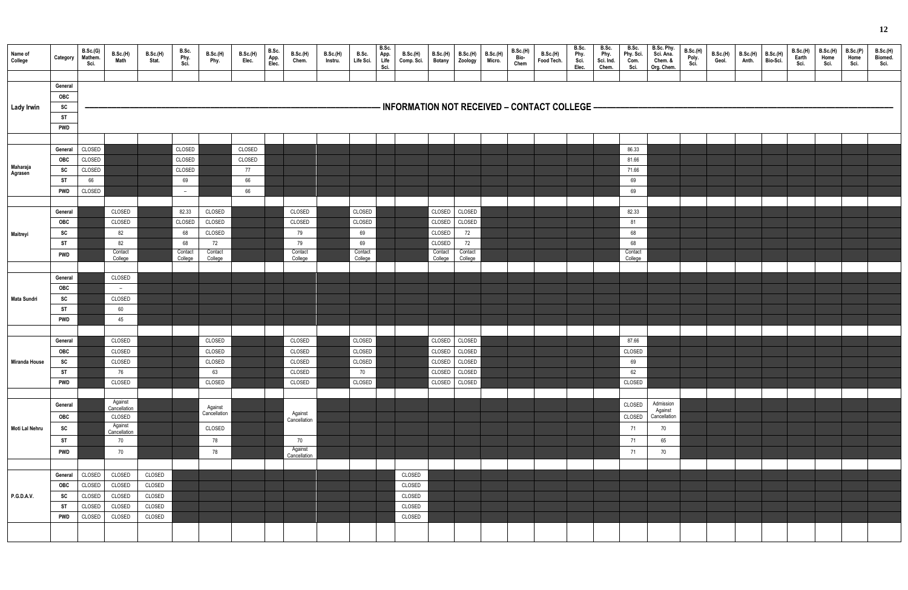| Name of College | Category | B.Sc.(G) Mathem. Sci. | B.Sc.(H) Math | B.Sc.(H) Stat. | B.Sc. Phy. Sci. | B.Sc.(H) Phy. | B.Sc.(H) Elec. | B.Sc. App. Elec. | B.Sc.(H) Chem. | B.Sc.(H) Instru. | B.Sc. Life Sci. | B.Sc. App. Life Sci. | B.Sc.(H) Comp. Sci. | B.Sc.(H) Botany | B.Sc.(H) Zoology | B.Sc.(H) Micro. | B.Sc.(H) Bio-Chem | B.Sc.(H) Food Tech. | B.Sc. Phy. Sci. Elec. | B.Sc. Phy. Sci. Ind. Chem. | B.Sc. Phy. Sci. Com. Sci. | B.Sc. Phy. Sci. Ana. Chem. & Org. Chem. | B.Sc.(H) Poly. Sci. | B.Sc.(H) Geol. | B.Sc.(H) Anth. | B.Sc.(H) Bio-Sci. | B.Sc.(H) Earth Sci. | B.Sc.(H) Home Sci. | B.Sc.(P) Home Sci. | B.Sc.(H) Biomed. Sci. |
|---|---|---|---|---|---|---|---|---|---|---|---|---|---|---|---|---|---|---|---|---|---|---|---|---|---|---|---|---|---|---|
| Lady Irwin | General | INFORMATION NOT RECEIVED – CONTACT COLLEGE | | | | | | | | | | | | | | | | | | | | | | | | | | | | |
| | OBC | | | | | | | | | | | | | | | | | | | | | | | | | | | | | |
| | SC | | | | | | | | | | | | | | | | | | | | | | | | | | | | | |
| | ST | | | | | | | | | | | | | | | | | | | | | | | | | | | | | |
| | PWD | | | | | | | | | | | | | | | | | | | | | | | | | | | | | |
| Maharaja Agrasen | General | CLOSED | | | CLOSED | | CLOSED | | | | | | | | | | | | | | 86.33 | | | | | | | | | |
| | OBC | CLOSED | | | CLOSED | | CLOSED | | | | | | | | | | | | | | 81.66 | | | | | | | | | |
| | SC | CLOSED | | | CLOSED | | 77 | | | | | | | | | | | | | | 71.66 | | | | | | | | | |
| | ST | 66 | | | 69 | | 66 | | | | | | | | | | | | | | 69 | | | | | | | | | |
| | PWD | CLOSED | | | – | | 66 | | | | | | | | | | | | | | 69 | | | | | | | | | |
| Maitreyi | General | | CLOSED | | 82.33 | CLOSED | | | CLOSED | | CLOSED | | | CLOSED | CLOSED | | | | | | 82.33 | | | | | | | | | |
| | OBC | | CLOSED | | CLOSED | CLOSED | | | CLOSED | | CLOSED | | | CLOSED | CLOSED | | | | | | 81 | | | | | | | | | |
| | SC | | 82 | | 68 | CLOSED | | | 79 | | 69 | | | CLOSED | 72 | | | | | | 68 | | | | | | | | | |
| | ST | | 82 | | 68 | 72 | | | 79 | | 69 | | | CLOSED | 72 | | | | | | 68 | | | | | | | | | |
| | PWD | | Contact College | | Contact College | Contact College | | | Contact College | | Contact College | | | Contact College | Contact College | | | | | | Contact College | | | | | | | | | |
| Mata Sundri | General | | CLOSED | | | | | | | | | | | | | | | | | | | | | | | | | | | |
| | OBC | | – | | | | | | | | | | | | | | | | | | | | | | | | | | | |
| | SC | | CLOSED | | | | | | | | | | | | | | | | | | | | | | | | | | | |
| | ST | | 60 | | | | | | | | | | | | | | | | | | | | | | | | | | | |
| | PWD | | 45 | | | | | | | | | | | | | | | | | | | | | | | | | | | |
| Miranda House | General | | CLOSED | | | CLOSED | | | CLOSED | | CLOSED | | | CLOSED | CLOSED | | | | | | 87.66 | | | | | | | | | |
| | OBC | | CLOSED | | | CLOSED | | | CLOSED | | CLOSED | | | CLOSED | CLOSED | | | | | | CLOSED | | | | | | | | | |
| | SC | | CLOSED | | | CLOSED | | | CLOSED | | CLOSED | | | CLOSED | CLOSED | | | | | | 69 | | | | | | | | | |
| | ST | | 76 | | | 63 | | | CLOSED | | 70 | | | CLOSED | CLOSED | | | | | | 62 | | | | | | | | | |
| | PWD | | CLOSED | | | CLOSED | | | CLOSED | | CLOSED | | | CLOSED | CLOSED | | | | | | CLOSED | | | | | | | | | |
| Moti Lal Nehru | General | | Against Cancellation | | | Against Cancellation | | | Against Cancellation | | | | | | | | | | | | CLOSED | Admission Against Cancellation | | | | | | | | |
| | OBC | | CLOSED | | | | | | | | | | | | | | | | | | CLOSED | | | | | | | | | |
| | SC | | Against Cancellation | | | CLOSED | | | | | | | | | | | | | | | 71 | 70 | | | | | | | | |
| | ST | | 70 | | | 78 | | | 70 | | | | | | | | | | | | 71 | 65 | | | | | | | | |
| | PWD | | 70 | | | 78 | | | Against Cancellation | | | | | | | | | | | | 71 | 70 | | | | | | | | |
| P.G.D.A.V. | General | CLOSED | CLOSED | CLOSED | | | | | | | | | CLOSED | | | | | | | | | | | | | | | | | |
| | OBC | CLOSED | CLOSED | CLOSED | | | | | | | | | CLOSED | | | | | | | | | | | | | | | | | |
| | SC | CLOSED | CLOSED | CLOSED | | | | | | | | | CLOSED | | | | | | | | | | | | | | | | | |
| | ST | CLOSED | CLOSED | CLOSED | | | | | | | | | CLOSED | | | | | | | | | | | | | | | | | |
| | PWD | CLOSED | CLOSED | CLOSED | | | | | | | | | CLOSED | | | | | | | | | | | | | | | | | |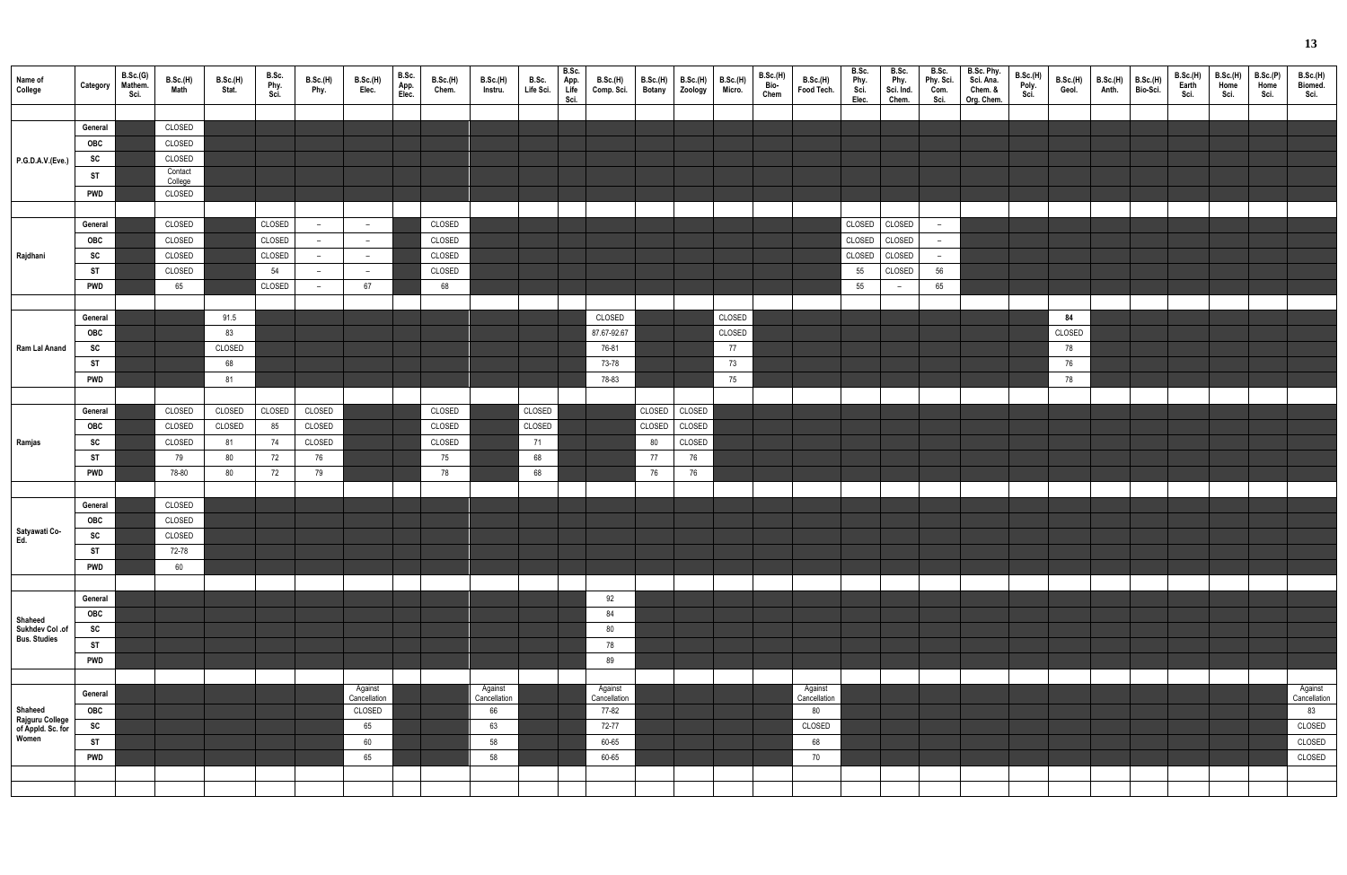| Name of College | Category | B.Sc.(G) Mathem. Sci. | B.Sc.(H) Math | B.Sc.(H) Stat. | B.Sc. Phy. Sci. | B.Sc.(H) Phy. | B.Sc.(H) Elec. | B.Sc. App. Elec. | B.Sc.(H) Chem. | B.Sc.(H) Instru. | B.Sc. Life Sci. | B.Sc. App. Life Sci. | B.Sc.(H) Comp. Sci. | B.Sc.(H) Botany | B.Sc.(H) Zoology | B.Sc.(H) Micro. | B.Sc.(H) Bio-Chem | B.Sc.(H) Food Tech. | B.Sc. Phy. Sci. Elec. | B.Sc. Phy. Sci. Ind. Chem. | B.Sc. Phy. Sci. Com. Sci. | B.Sc. Phy. Sci. Ana. Chem. & Org. Chem. | B.Sc.(H) Poly. Sci. | B.Sc.(H) Geol. | B.Sc.(H) Anth. | B.Sc.(H) Bio-Sci. | B.Sc.(H) Earth Sci. | B.Sc.(H) Home Sci. | B.Sc.(P) Home Sci. | B.Sc.(H) Biomed. Sci. |
|---|---|---|---|---|---|---|---|---|---|---|---|---|---|---|---|---|---|---|---|---|---|---|---|---|---|---|---|---|---|---|
| P.G.D.A.V.(Eve.) | General | | CLOSED | | | | | | | | | | | | | | | | | | | | | | | | | | | |
| | OBC | | CLOSED | | | | | | | | | | | | | | | | | | | | | | | | | | | |
| | SC | | CLOSED | | | | | | | | | | | | | | | | | | | | | | | | | | | |
| | ST | | Contact College | | | | | | | | | | | | | | | | | | | | | | | | | | | |
| | PWD | | CLOSED | | | | | | | | | | | | | | | | | | | | | | | | | | | |
| Rajdhani | General | | CLOSED | | CLOSED | – | – | | CLOSED | | | | | | | | | | CLOSED | CLOSED | – | | | | | | | | | |
| | OBC | | CLOSED | | CLOSED | – | – | | CLOSED | | | | | | | | | | CLOSED | CLOSED | – | | | | | | | | | |
| | SC | | CLOSED | | CLOSED | – | – | | CLOSED | | | | | | | | | | CLOSED | CLOSED | – | | | | | | | | | |
| | ST | | CLOSED | | 54 | – | – | | CLOSED | | | | | | | | | | 55 | CLOSED | 56 | | | | | | | | | |
| | PWD | | 65 | | CLOSED | – | 67 | | 68 | | | | | | | | | | 55 | – | 65 | | | | | | | | | |
| Ram Lal Anand | General | | | 91.5 | | | | | | | | | CLOSED | | | CLOSED | | | | | | | | 84 | | | | | | |
| | OBC | | | 83 | | | | | | | | | 87.67-92.67 | | | CLOSED | | | | | | | | CLOSED | | | | | | |
| | SC | | | CLOSED | | | | | | | | | 76-81 | | | 77 | | | | | | | | 78 | | | | | | |
| | ST | | | 68 | | | | | | | | | 73-78 | | | 73 | | | | | | | | 76 | | | | | | |
| | PWD | | | 81 | | | | | | | | | 78-83 | | | 75 | | | | | | | | 78 | | | | | | |
| Ramjas | General | | CLOSED | CLOSED | CLOSED | CLOSED | | | CLOSED | | CLOSED | | | CLOSED | CLOSED | | | | | | | | | | | | | | | |
| | OBC | | CLOSED | CLOSED | 85 | CLOSED | | | CLOSED | | CLOSED | | | CLOSED | CLOSED | | | | | | | | | | | | | | | |
| | SC | | CLOSED | 81 | 74 | CLOSED | | | CLOSED | | 71 | | | 80 | CLOSED | | | | | | | | | | | | | | | |
| | ST | | 79 | 80 | 72 | 76 | | | 75 | | 68 | | | 77 | 76 | | | | | | | | | | | | | | | |
| | PWD | | 78-80 | 80 | 72 | 79 | | | 78 | | 68 | | | 76 | 76 | | | | | | | | | | | | | | | |
| Satyawati Co-Ed. | General | | CLOSED | | | | | | | | | | | | | | | | | | | | | | | | | | | |
| | OBC | | CLOSED | | | | | | | | | | | | | | | | | | | | | | | | | | | |
| | SC | | CLOSED | | | | | | | | | | | | | | | | | | | | | | | | | | | |
| | ST | | 72-78 | | | | | | | | | | | | | | | | | | | | | | | | | | | |
| | PWD | | 60 | | | | | | | | | | | | | | | | | | | | | | | | | | | |
| Shaheed Sukhdev Col .of Bus. Studies | General | | | | | | | | | | | | 92 | | | | | | | | | | | | | | | | | |
| | OBC | | | | | | | | | | | | 84 | | | | | | | | | | | | | | | | | |
| | SC | | | | | | | | | | | | 80 | | | | | | | | | | | | | | | | | |
| | ST | | | | | | | | | | | | 78 | | | | | | | | | | | | | | | | | |
| | PWD | | | | | | | | | | | | 89 | | | | | | | | | | | | | | | | | |
| Shaheed Rajguru College of Appld. Sc. for Women | General | | | | | | Against Cancellation | | | Against Cancellation | | | Against Cancellation | | | | | Against Cancellation | | | | | | | | | | | | Against Cancellation |
| | OBC | | | | | | CLOSED | | | 66 | | | 77-82 | | | | | 80 | | | | | | | | | | | | 83 |
| | SC | | | | | | 65 | | | 63 | | | 72-77 | | | | | CLOSED | | | | | | | | | | | | CLOSED |
| | ST | | | | | | 60 | | | 58 | | | 60-65 | | | | | 68 | | | | | | | | | | | | CLOSED |
| | PWD | | | | | | 65 | | | 58 | | | 60-65 | | | | | 70 | | | | | | | | | | | | CLOSED |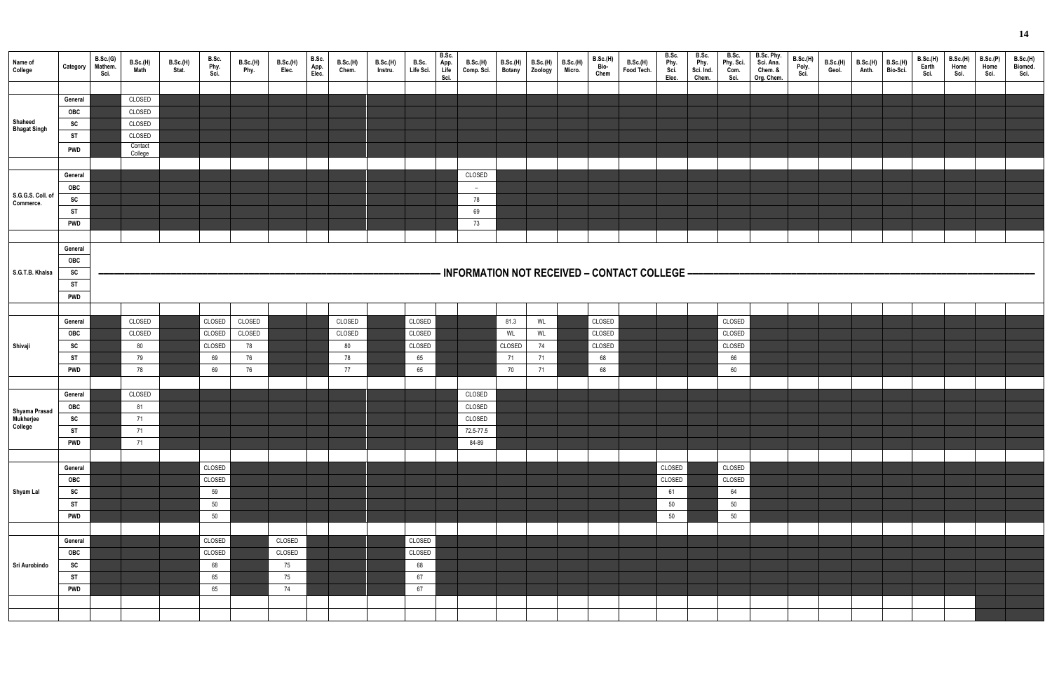| Name of College | Category | B.Sc.(G) Mathem. Sci. | B.Sc.(H) Math | B.Sc.(H) Stat. | B.Sc. Phy. Sci. | B.Sc.(H) Phy. | B.Sc.(H) Elec. | B.Sc. App. Elec. | B.Sc.(H) Chem. | B.Sc.(H) Instru. | B.Sc. Life Sci. | B.Sc. App. Life Sci. | B.Sc.(H) Comp. Sci. | B.Sc.(H) Botany | B.Sc.(H) Zoology | B.Sc.(H) Micro. | B.Sc.(H) Bio-Chem | B.Sc.(H) Food Tech. | B.Sc. Phy. Sci. Elec. | B.Sc. Phy. Sci. Ind. Chem. | B.Sc. Phy. Sci. Com. Sci. | B.Sc. Phy. Sci. Ana. Chem. & Org. Chem. | B.Sc.(H) Poly. Sci. | B.Sc.(H) Geol. | B.Sc.(H) Anth. | B.Sc.(H) Bio-Sci. | B.Sc.(H) Earth Sci. | B.Sc.(H) Home Sci. | B.Sc.(P) Home Sci. | B.Sc.(H) Biomed. Sci. |
|---|---|---|---|---|---|---|---|---|---|---|---|---|---|---|---|---|---|---|---|---|---|---|---|---|---|---|---|---|---|---|
| Shaheed Bhagat Singh | General | | CLOSED | | | | | | | | | | | | | | | | | | | | | | | | | | | |
| | OBC | | CLOSED | | | | | | | | | | | | | | | | | | | | | | | | | | | |
| | SC | | CLOSED | | | | | | | | | | | | | | | | | | | | | | | | | | | |
| | ST | | CLOSED | | | | | | | | | | | | | | | | | | | | | | | | | | | |
| | PWD | | Contact College | | | | | | | | | | | | | | | | | | | | | | | | | | | |
| S.G.G.S. Coll. of Commerce. | General | | | | | | | | | | | | CLOSED | | | | | | | | | | | | | | | | | |
| | OBC | | | | | | | | | | | | – | | | | | | | | | | | | | | | | | |
| | SC | | | | | | | | | | | | 78 | | | | | | | | | | | | | | | | | |
| | ST | | | | | | | | | | | | 69 | | | | | | | | | | | | | | | | | |
| | PWD | | | | | | | | | | | | 73 | | | | | | | | | | | | | | | | | |
| S.G.T.B. Khalsa | General | INFORMATION NOT RECEIVED – CONTACT COLLEGE | | | | | | | | | | | | | | | | | | | | | | | | | | | | |
| | OBC | | | | | | | | | | | | | | | | | | | | | | | | | | | | | |
| | SC | | | | | | | | | | | | | | | | | | | | | | | | | | | | | |
| | ST | | | | | | | | | | | | | | | | | | | | | | | | | | | | | |
| | PWD | | | | | | | | | | | | | | | | | | | | | | | | | | | | | |
| Shivaji | General | | CLOSED | | CLOSED | CLOSED | | | CLOSED | | CLOSED | | | 81.3 | WL | | CLOSED | | | | CLOSED | | | | | | | | | |
| | OBC | | CLOSED | | CLOSED | CLOSED | | | CLOSED | | CLOSED | | | WL | WL | | CLOSED | | | | CLOSED | | | | | | | | | |
| | SC | | 80 | | CLOSED | 78 | | | 80 | | CLOSED | | | CLOSED | 74 | | CLOSED | | | | CLOSED | | | | | | | | | |
| | ST | | 79 | | 69 | 76 | | | 78 | | 65 | | | 71 | 71 | | 68 | | | | 66 | | | | | | | | | |
| | PWD | | 78 | | 69 | 76 | | | 77 | | 65 | | | 70 | 71 | | 68 | | | | 60 | | | | | | | | | |
| Shyama Prasad Mukherjee College | General | | CLOSED | | | | | | | | | | CLOSED | | | | | | | | | | | | | | | | | |
| | OBC | | 81 | | | | | | | | | | CLOSED | | | | | | | | | | | | | | | | | |
| | SC | | 71 | | | | | | | | | | CLOSED | | | | | | | | | | | | | | | | | |
| | ST | | 71 | | | | | | | | | | 72.5-77.5 | | | | | | | | | | | | | | | | | |
| | PWD | | 71 | | | | | | | | | | 84-89 | | | | | | | | | | | | | | | | | |
| Shyam Lal | General | | | | CLOSED | | | | | | | | | | | | | | CLOSED | | CLOSED | | | | | | | | | |
| | OBC | | | | CLOSED | | | | | | | | | | | | | | CLOSED | | CLOSED | | | | | | | | | |
| | SC | | | | 59 | | | | | | | | | | | | | | 61 | | 64 | | | | | | | | | |
| | ST | | | | 50 | | | | | | | | | | | | | | 50 | | 50 | | | | | | | | | |
| | PWD | | | | 50 | | | | | | | | | | | | | | 50 | | 50 | | | | | | | | | |
| Sri Aurobindo | General | | | | CLOSED | | CLOSED | | | | CLOSED | | | | | | | | | | | | | | | | | | | |
| | OBC | | | | CLOSED | | CLOSED | | | | CLOSED | | | | | | | | | | | | | | | | | | | |
| | SC | | | | 68 | | 75 | | | | 68 | | | | | | | | | | | | | | | | | | | |
| | ST | | | | 65 | | 75 | | | | 67 | | | | | | | | | | | | | | | | | | | |
| | PWD | | | | 65 | | 74 | | | | 67 | | | | | | | | | | | | | | | | | | | |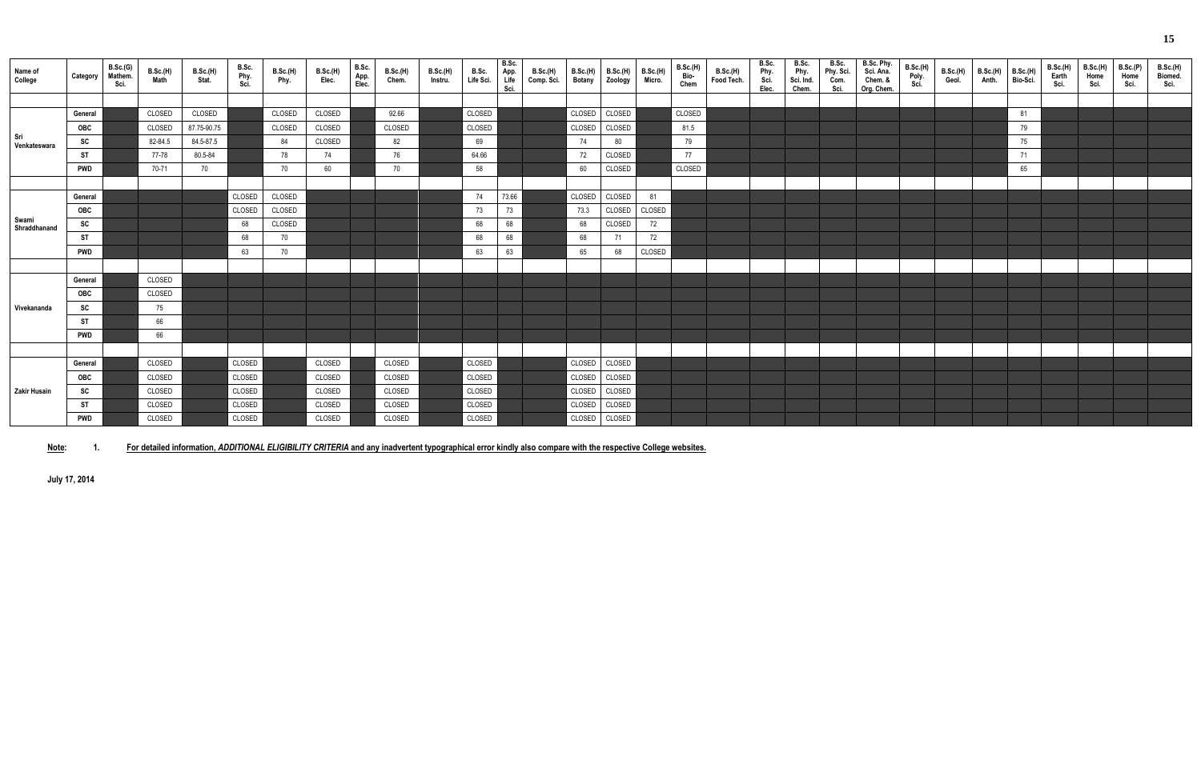| Name of College | Category | B.Sc.(G) Mathem. Sci. | B.Sc.(H) Math | B.Sc.(H) Stat. | B.Sc. Phy. Sci. | B.Sc.(H) Phy. | B.Sc.(H) Elec. | B.Sc. App. Elec. | B.Sc.(H) Chem. | B.Sc.(H) Instru. | B.Sc. Life Sci. | B.Sc. App. Life Sci. | B.Sc.(H) Comp. Sci. | B.Sc.(H) Botany | B.Sc.(H) Zoology | B.Sc.(H) Micro. | B.Sc.(H) Bio-Chem | B.Sc.(H) Food Tech. | B.Sc. Phy. Sci. Elec. | B.Sc. Phy. Sci. Ind. Chem. | B.Sc. Phy. Sci. Com. Sci. | B.Sc. Phy. Sci. Ana. Chem. & Org. Chem. | B.Sc.(H) Poly. Sci. | B.Sc.(H) Geol. | B.Sc.(H) Anth. | B.Sc.(H) Bio-Sci. | B.Sc.(H) Earth Sci. | B.Sc.(H) Home Sci. | B.Sc.(P) Home Sci. | B.Sc.(H) Biomed. Sci. |
|---|---|---|---|---|---|---|---|---|---|---|---|---|---|---|---|---|---|---|---|---|---|---|---|---|---|---|---|---|---|---|
| Sri Venkateswara | General | | CLOSED | CLOSED | | CLOSED | CLOSED | | 92.66 | | CLOSED | | | CLOSED | CLOSED | | CLOSED | | | | | | | | | 81 | | | | |
| | OBC | | CLOSED | 87.75-90.75 | | CLOSED | CLOSED | | CLOSED | | CLOSED | | | CLOSED | CLOSED | | 81.5 | | | | | | | | | 79 | | | | |
| | SC | | 82-84.5 | 84.5-87.5 | | 84 | CLOSED | | 82 | | 69 | | | 74 | 80 | | 79 | | | | | | | | | 75 | | | | |
| | ST | | 77-78 | 80.5-84 | | 78 | 74 | | 76 | | 64.66 | | | 72 | CLOSED | | 77 | | | | | | | | | 71 | | | | |
| | PWD | | 70-71 | 70 | | 70 | 60 | | 70 | | 58 | | | 60 | CLOSED | | CLOSED | | | | | | | | | 65 | | | | |
| Swami Shraddhanand | General | | | | CLOSED | CLOSED | | | | | 74 | 73.66 | | CLOSED | CLOSED | 81 | | | | | | | | | | | | | | |
| | OBC | | | | CLOSED | CLOSED | | | | | 73 | 73 | | 73.3 | CLOSED | CLOSED | | | | | | | | | | | | | | |
| | SC | | | | 68 | CLOSED | | | | | 68 | 68 | | 68 | CLOSED | 72 | | | | | | | | | | | | | | |
| | ST | | | | 68 | 70 | | | | | 68 | 68 | | 68 | 71 | 72 | | | | | | | | | | | | | | |
| | PWD | | | | 63 | 70 | | | | | 63 | 63 | | 65 | 68 | CLOSED | | | | | | | | | | | | | | |
| Vivekananda | General | | CLOSED | | | | | | | | | | | | | | | | | | | | | | | | | | | |
| | OBC | | CLOSED | | | | | | | | | | | | | | | | | | | | | | | | | | | |
| | SC | | 75 | | | | | | | | | | | | | | | | | | | | | | | | | | | |
| | ST | | 66 | | | | | | | | | | | | | | | | | | | | | | | | | | | |
| | PWD | | 66 | | | | | | | | | | | | | | | | | | | | | | | | | | | |
| Zakir Husain | General | | CLOSED | | CLOSED | | CLOSED | | CLOSED | | CLOSED | | | CLOSED | CLOSED | | | | | | | | | | | | | | | |
| | OBC | | CLOSED | | CLOSED | | CLOSED | | CLOSED | | CLOSED | | | CLOSED | CLOSED | | | | | | | | | | | | | | | |
| | SC | | CLOSED | | CLOSED | | CLOSED | | CLOSED | | CLOSED | | | CLOSED | CLOSED | | | | | | | | | | | | | | | |
| | ST | | CLOSED | | CLOSED | | CLOSED | | CLOSED | | CLOSED | | | CLOSED | CLOSED | | | | | | | | | | | | | | | |
| | PWD | | CLOSED | | CLOSED | | CLOSED | | CLOSED | | CLOSED | | | CLOSED | CLOSED | | | | | | | | | | | | | | | |

**Note: 1. For detailed information, *ADDITIONAL ELIGIBILITY CRITERIA* and any inadvertent typographical error kindly also compare with the respective College websites.**

**July 17, 2014**